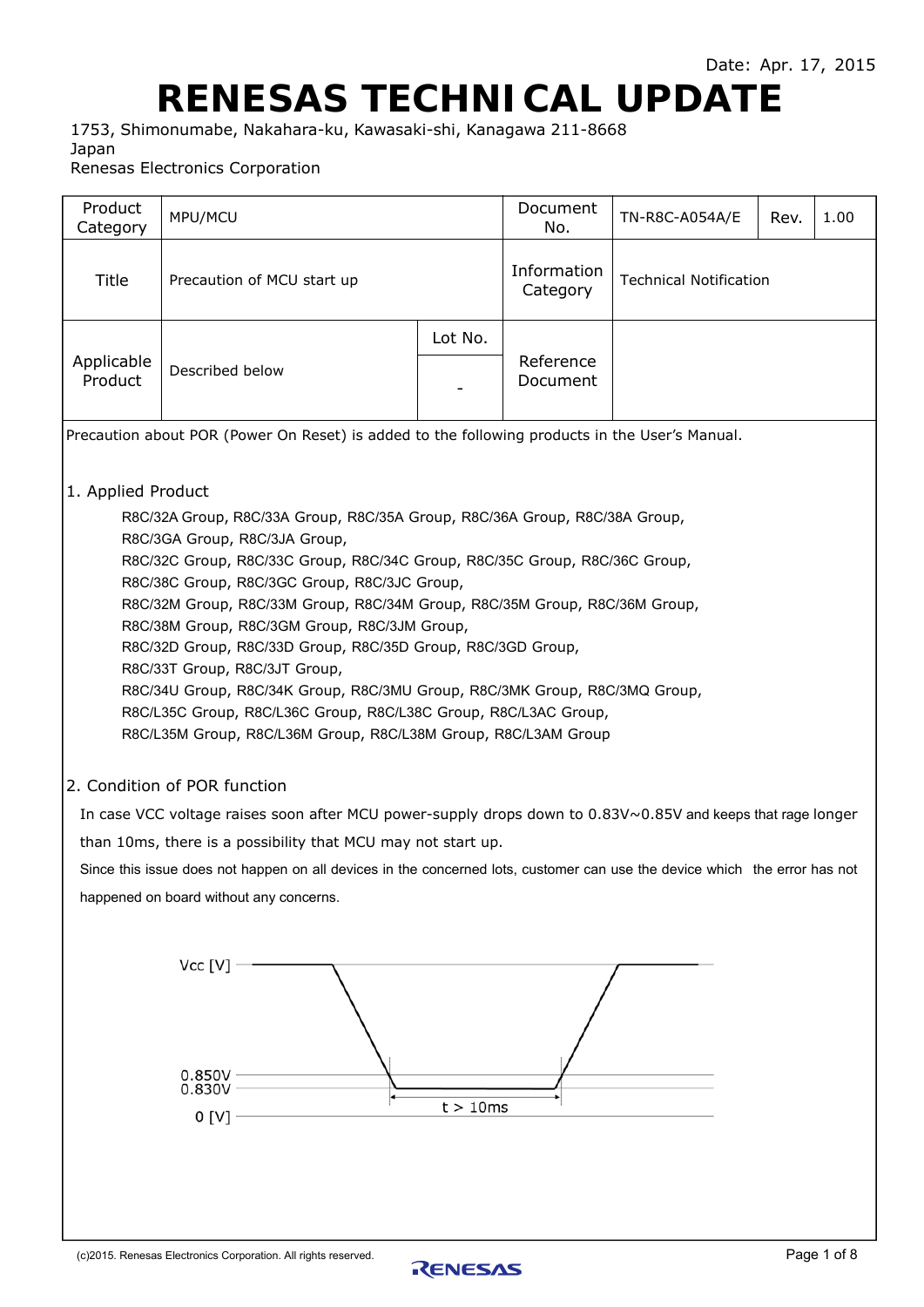Date: Apr. 17, 2015

# RENESAS TECHNICAL UPDATE

1753, Shimonumabe, Nakahara-ku, Kawasaki-shi, Kanagawa 211-8668
Japan
Renesas Electronics Corporation

| Product Category | MPU/MCU | | Document No. | TN-R8C-A054A/E | Rev. | 1.00 |
|---|---|---|---|---|---|---|
| Title | Precaution of MCU start up | | Information Category | Technical Notification | | |
| Applicable Product | Described below | Lot No. | Reference Document | | | |
| | | - | | | | |

Precaution about POR (Power On Reset) is added to the following products in the User's Manual.

## 1. Applied Product

R8C/32A Group, R8C/33A Group, R8C/35A Group, R8C/36A Group, R8C/38A Group,
R8C/3GA Group, R8C/3JA Group,
R8C/32C Group, R8C/33C Group, R8C/34C Group, R8C/35C Group, R8C/36C Group,
R8C/38C Group, R8C/3GC Group, R8C/3JC Group,
R8C/32M Group, R8C/33M Group, R8C/34M Group, R8C/35M Group, R8C/36M Group,
R8C/38M Group, R8C/3GM Group, R8C/3JM Group,
R8C/32D Group, R8C/33D Group, R8C/35D Group, R8C/3GD Group,
R8C/33T Group, R8C/3JT Group,
R8C/34U Group, R8C/34K Group, R8C/3MU Group, R8C/3MK Group, R8C/3MQ Group,
R8C/L35C Group, R8C/L36C Group, R8C/L38C Group, R8C/L3AC Group,
R8C/L35M Group, R8C/L36M Group, R8C/L38M Group, R8C/L3AM Group

## 2. Condition of POR function

In case VCC voltage raises soon after MCU power-supply drops down to 0.83V~0.85V and keeps that rage longer than 10ms, there is a possibility that MCU may not start up.

Since this issue does not happen on all devices in the concerned lots, customer can use the device which the error has not happened on board without any concerns.

Vcc [V]

0.850V
0.830V
0 [V]

t > 10ms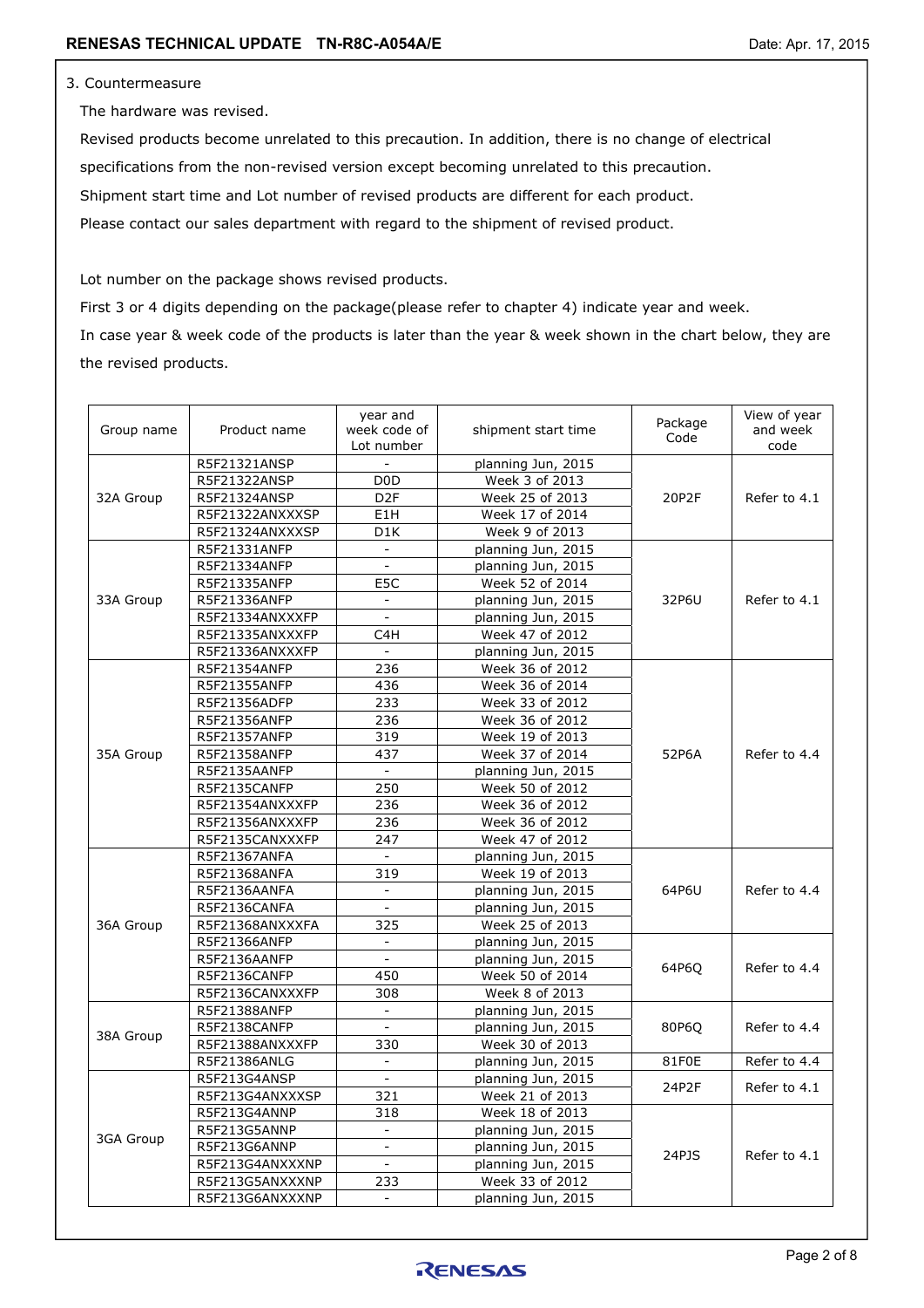3. Countermeasure

The hardware was revised.

Revised products become unrelated to this precaution. In addition, there is no change of electrical specifications from the non-revised version except becoming unrelated to this precaution.

Shipment start time and Lot number of revised products are different for each product.

Please contact our sales department with regard to the shipment of revised product.

Lot number on the package shows revised products.

First 3 or 4 digits depending on the package(please refer to chapter 4) indicate year and week.

In case year & week code of the products is later than the year & week shown in the chart below, they are the revised products.

| Group name | Product name | year and week code of Lot number | shipment start time | Package Code | View of year and week code |
|---|---|---|---|---|---|
| 32A Group | R5F21321ANSP | - | planning Jun, 2015 | 20P2F | Refer to 4.1 |
| | R5F21322ANSP | D0D | Week 3 of 2013 | | |
| | R5F21324ANSP | D2F | Week 25 of 2013 | | |
| | R5F21322ANXXXSP | E1H | Week 17 of 2014 | | |
| | R5F21324ANXXXSP | D1K | Week 9 of 2013 | | |
| 33A Group | R5F21331ANFP | - | planning Jun, 2015 | 32P6U | Refer to 4.1 |
| | R5F21334ANFP | - | planning Jun, 2015 | | |
| | R5F21335ANFP | E5C | Week 52 of 2014 | | |
| | R5F21336ANFP | - | planning Jun, 2015 | | |
| | R5F21334ANXXXFP | - | planning Jun, 2015 | | |
| | R5F21335ANXXXFP | C4H | Week 47 of 2012 | | |
| | R5F21336ANXXXFP | - | planning Jun, 2015 | | |
| 35A Group | R5F21354ANFP | 236 | Week 36 of 2012 | 52P6A | Refer to 4.4 |
| | R5F21355ANFP | 436 | Week 36 of 2014 | | |
| | R5F21356ADFP | 233 | Week 33 of 2012 | | |
| | R5F21356ANFP | 236 | Week 36 of 2012 | | |
| | R5F21357ANFP | 319 | Week 19 of 2013 | | |
| | R5F21358ANFP | 437 | Week 37 of 2014 | | |
| | R5F2135AANFP | - | planning Jun, 2015 | | |
| | R5F2135CANFP | 250 | Week 50 of 2012 | | |
| | R5F21354ANXXXFP | 236 | Week 36 of 2012 | | |
| | R5F21356ANXXXFP | 236 | Week 36 of 2012 | | |
| | R5F2135CANXXXFP | 247 | Week 47 of 2012 | | |
| 36A Group | R5F21367ANFA | - | planning Jun, 2015 | 64P6U | Refer to 4.4 |
| | R5F21368ANFA | 319 | Week 19 of 2013 | | |
| | R5F2136AANFA | - | planning Jun, 2015 | | |
| | R5F2136CANFA | - | planning Jun, 2015 | | |
| | R5F21368ANXXXFA | 325 | Week 25 of 2013 | | |
| | R5F21366ANFP | - | planning Jun, 2015 | 64P6Q | Refer to 4.4 |
| | R5F2136AANFP | - | planning Jun, 2015 | | |
| | R5F2136CANFP | 450 | Week 50 of 2014 | | |
| | R5F2136CANXXXFP | 308 | Week 8 of 2013 | | |
| 38A Group | R5F21388ANFP | - | planning Jun, 2015 | 80P6Q | Refer to 4.4 |
| | R5F2138CANFP | - | planning Jun, 2015 | | |
| | R5F21388ANXXXFP | 330 | Week 30 of 2013 | | |
| | R5F21386ANLG | - | planning Jun, 2015 | 81F0E | Refer to 4.4 |
| 3GA Group | R5F213G4ANSP | - | planning Jun, 2015 | 24P2F | Refer to 4.1 |
| | R5F213G4ANXXXSP | 321 | Week 21 of 2013 | | |
| | R5F213G4ANNP | 318 | Week 18 of 2013 | 24PJS | Refer to 4.1 |
| | R5F213G5ANNP | - | planning Jun, 2015 | | |
| | R5F213G6ANNP | - | planning Jun, 2015 | | |
| | R5F213G4ANXXXNP | - | planning Jun, 2015 | | |
| | R5F213G5ANXXXNP | 233 | Week 33 of 2012 | | |
| | R5F213G6ANXXXNP | - | planning Jun, 2015 | | |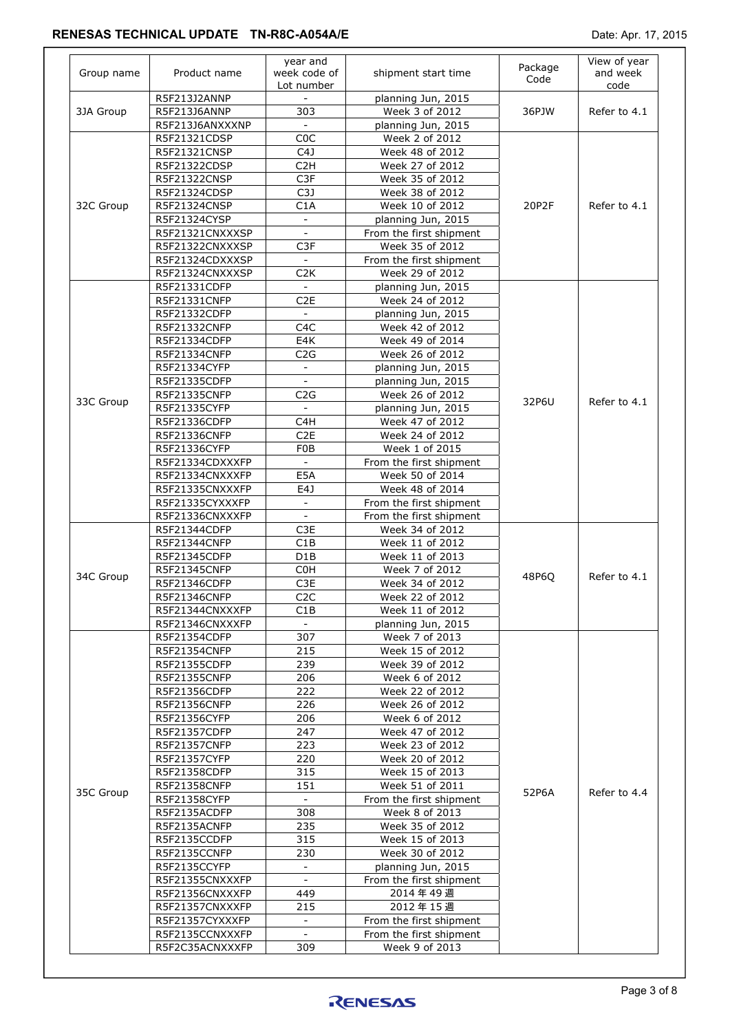| Group name | Product name | year and week code of Lot number | shipment start time | Package Code | View of year and week code |
|---|---|---|---|---|---|
| 3JA Group | R5F213J2ANNP | - | planning Jun, 2015 | 36PJW | Refer to 4.1 |
| | R5F213J6ANNP | 303 | Week 3 of 2012 | | |
| | R5F213J6ANXXXNP | - | planning Jun, 2015 | | |
| 32C Group | R5F21321CDSP | C0C | Week 2 of 2012 | 20P2F | Refer to 4.1 |
| | R5F21321CNSP | C4J | Week 48 of 2012 | | |
| | R5F21322CDSP | C2H | Week 27 of 2012 | | |
| | R5F21322CNSP | C3F | Week 35 of 2012 | | |
| | R5F21324CDSP | C3J | Week 38 of 2012 | | |
| | R5F21324CNSP | C1A | Week 10 of 2012 | | |
| | R5F21324CYSP | - | planning Jun, 2015 | | |
| | R5F21321CNXXXSP | - | From the first shipment | | |
| | R5F21322CNXXXSP | C3F | Week 35 of 2012 | | |
| | R5F21324CDXXXSP | - | From the first shipment | | |
| | R5F21324CNXXXSP | C2K | Week 29 of 2012 | | |
| 33C Group | R5F21331CDFP | - | planning Jun, 2015 | 32P6U | Refer to 4.1 |
| | R5F21331CNFP | C2E | Week 24 of 2012 | | |
| | R5F21332CDFP | - | planning Jun, 2015 | | |
| | R5F21332CNFP | C4C | Week 42 of 2012 | | |
| | R5F21334CDFP | E4K | Week 49 of 2014 | | |
| | R5F21334CNFP | C2G | Week 26 of 2012 | | |
| | R5F21334CYFP | - | planning Jun, 2015 | | |
| | R5F21335CDFP | - | planning Jun, 2015 | | |
| | R5F21335CNFP | C2G | Week 26 of 2012 | | |
| | R5F21335CYFP | - | planning Jun, 2015 | | |
| | R5F21336CDFP | C4H | Week 47 of 2012 | | |
| | R5F21336CNFP | C2E | Week 24 of 2012 | | |
| | R5F21336CYFP | F0B | Week 1 of 2015 | | |
| | R5F21334CDXXXFP | - | From the first shipment | | |
| | R5F21334CNXXXFP | E5A | Week 50 of 2014 | | |
| | R5F21335CNXXXFP | E4J | Week 48 of 2014 | | |
| | R5F21335CYXXXFP | - | From the first shipment | | |
| | R5F21336CNXXXFP | - | From the first shipment | | |
| 34C Group | R5F21344CDFP | C3E | Week 34 of 2012 | 48P6Q | Refer to 4.1 |
| | R5F21344CNFP | C1B | Week 11 of 2012 | | |
| | R5F21345CDFP | D1B | Week 11 of 2013 | | |
| | R5F21345CNFP | C0H | Week 7 of 2012 | | |
| | R5F21346CDFP | C3E | Week 34 of 2012 | | |
| | R5F21346CNFP | C2C | Week 22 of 2012 | | |
| | R5F21344CNXXXFP | C1B | Week 11 of 2012 | | |
| | R5F21346CNXXXFP | - | planning Jun, 2015 | | |
| 35C Group | R5F21354CDFP | 307 | Week 7 of 2013 | 52P6A | Refer to 4.4 |
| | R5F21354CNFP | 215 | Week 15 of 2012 | | |
| | R5F21355CDFP | 239 | Week 39 of 2012 | | |
| | R5F21355CNFP | 206 | Week 6 of 2012 | | |
| | R5F21356CDFP | 222 | Week 22 of 2012 | | |
| | R5F21356CNFP | 226 | Week 26 of 2012 | | |
| | R5F21356CYFP | 206 | Week 6 of 2012 | | |
| | R5F21357CDFP | 247 | Week 47 of 2012 | | |
| | R5F21357CNFP | 223 | Week 23 of 2012 | | |
| | R5F21357CYFP | 220 | Week 20 of 2012 | | |
| | R5F21358CDFP | 315 | Week 15 of 2013 | | |
| | R5F21358CNFP | 151 | Week 51 of 2011 | | |
| | R5F21358CYFP | - | From the first shipment | | |
| | R5F2135ACDFP | 308 | Week 8 of 2013 | | |
| | R5F2135ACNFP | 235 | Week 35 of 2012 | | |
| | R5F2135CCDFP | 315 | Week 15 of 2013 | | |
| | R5F2135CCNFP | 230 | Week 30 of 2012 | | |
| | R5F2135CCYFP | - | planning Jun, 2015 | | |
| | R5F21355CNXXXFP | - | From the first shipment | | |
| | R5F21356CNXXXFP | 449 | 2014 年 49 週 | | |
| | R5F21357CNXXXFP | 215 | 2012 年 15 週 | | |
| | R5F21357CYXXXFP | - | From the first shipment | | |
| | R5F2135CCNXXXFP | - | From the first shipment | | |
| | R5F2C35ACNXXXFP | 309 | Week 9 of 2013 | | |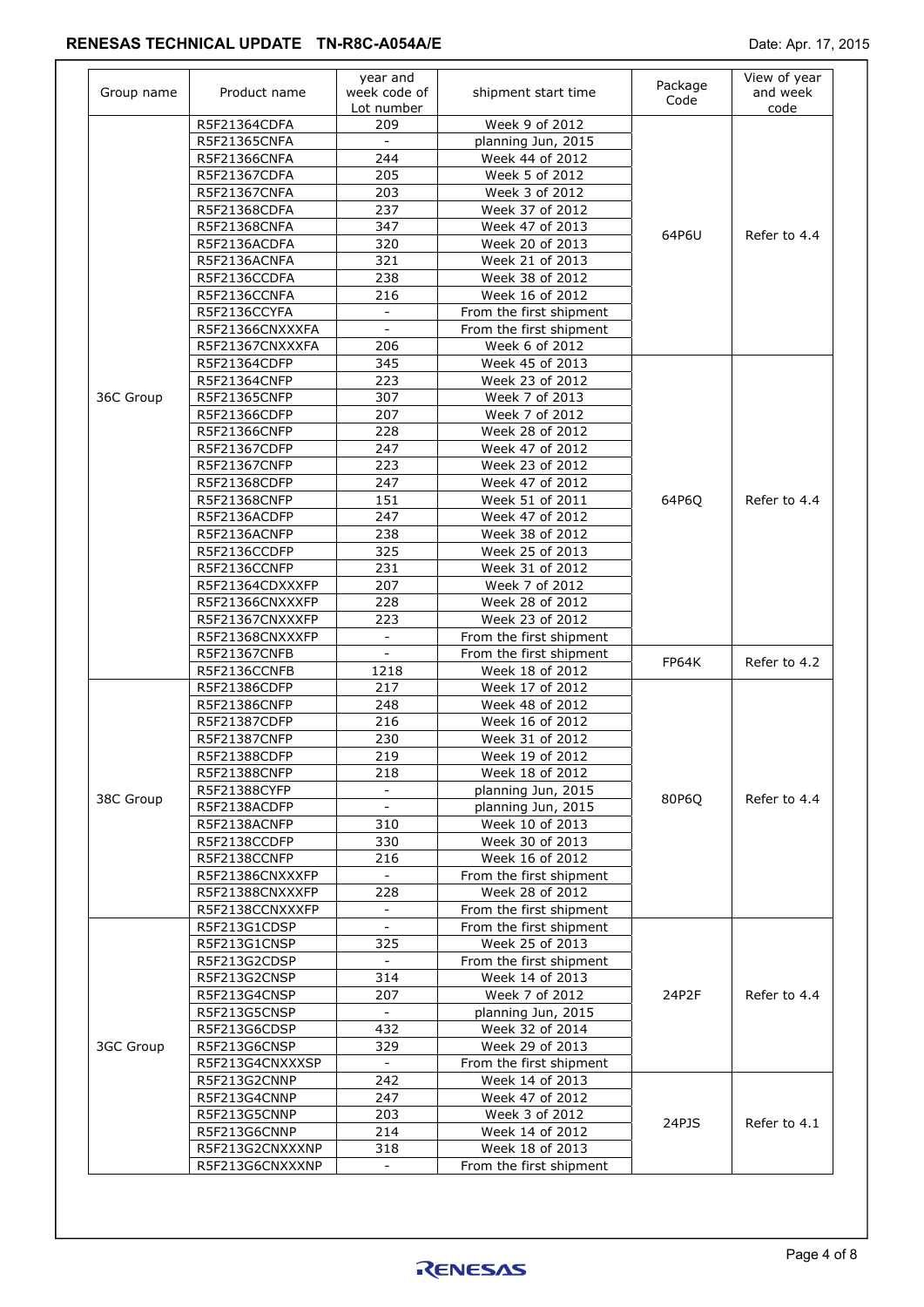| Group name | Product name | year and week code of Lot number | shipment start time | Package Code | View of year and week code |
|---|---|---|---|---|---|
| 36C Group | R5F21364CDFA | 209 | Week 9 of 2012 | 64P6U | Refer to 4.4 |
| | R5F21365CNFA | - | planning Jun, 2015 | | |
| | R5F21366CNFA | 244 | Week 44 of 2012 | | |
| | R5F21367CDFA | 205 | Week 5 of 2012 | | |
| | R5F21367CNFA | 203 | Week 3 of 2012 | | |
| | R5F21368CDFA | 237 | Week 37 of 2012 | | |
| | R5F21368CNFA | 347 | Week 47 of 2013 | | |
| | R5F2136ACDFA | 320 | Week 20 of 2013 | | |
| | R5F2136ACNFA | 321 | Week 21 of 2013 | | |
| | R5F2136CCDFA | 238 | Week 38 of 2012 | | |
| | R5F2136CCNFA | 216 | Week 16 of 2012 | | |
| | R5F2136CCYFA | - | From the first shipment | | |
| | R5F21366CNXXXFA | - | From the first shipment | | |
| | R5F21367CNXXXFA | 206 | Week 6 of 2012 | | |
| | R5F21364CDFP | 345 | Week 45 of 2013 | 64P6Q | Refer to 4.4 |
| | R5F21364CNFP | 223 | Week 23 of 2012 | | |
| | R5F21365CNFP | 307 | Week 7 of 2013 | | |
| | R5F21366CDFP | 207 | Week 7 of 2012 | | |
| | R5F21366CNFP | 228 | Week 28 of 2012 | | |
| | R5F21367CDFP | 247 | Week 47 of 2012 | | |
| | R5F21367CNFP | 223 | Week 23 of 2012 | | |
| | R5F21368CDFP | 247 | Week 47 of 2012 | | |
| | R5F21368CNFP | 151 | Week 51 of 2011 | | |
| | R5F2136ACDFP | 247 | Week 47 of 2012 | | |
| | R5F2136ACNFP | 238 | Week 38 of 2012 | | |
| | R5F2136CCDFP | 325 | Week 25 of 2013 | | |
| | R5F2136CCNFP | 231 | Week 31 of 2012 | | |
| | R5F21364CDXXXFP | 207 | Week 7 of 2012 | | |
| | R5F21366CNXXXFP | 228 | Week 28 of 2012 | | |
| | R5F21367CNXXXFP | 223 | Week 23 of 2012 | | |
| | R5F21368CNXXXFP | - | From the first shipment | | |
| | R5F21367CNFB | - | From the first shipment | FP64K | Refer to 4.2 |
| | R5F2136CCNFB | 1218 | Week 18 of 2012 | | |
| 38C Group | R5F21386CDFP | 217 | Week 17 of 2012 | 80P6Q | Refer to 4.4 |
| | R5F21386CNFP | 248 | Week 48 of 2012 | | |
| | R5F21387CDFP | 216 | Week 16 of 2012 | | |
| | R5F21387CNFP | 230 | Week 31 of 2012 | | |
| | R5F21388CDFP | 219 | Week 19 of 2012 | | |
| | R5F21388CNFP | 218 | Week 18 of 2012 | | |
| | R5F21388CYFP | - | planning Jun, 2015 | | |
| | R5F2138ACDFP | - | planning Jun, 2015 | | |
| | R5F2138ACNFP | 310 | Week 10 of 2013 | | |
| | R5F2138CCDFP | 330 | Week 30 of 2013 | | |
| | R5F2138CCNFP | 216 | Week 16 of 2012 | | |
| | R5F21386CNXXXFP | - | From the first shipment | | |
| | R5F21388CNXXXFP | 228 | Week 28 of 2012 | | |
| | R5F2138CCNXXXFP | - | From the first shipment | | |
| 3GC Group | R5F213G1CDSP | - | From the first shipment | 24P2F | Refer to 4.4 |
| | R5F213G1CNSP | 325 | Week 25 of 2013 | | |
| | R5F213G2CDSP | - | From the first shipment | | |
| | R5F213G2CNSP | 314 | Week 14 of 2013 | | |
| | R5F213G4CNSP | 207 | Week 7 of 2012 | | |
| | R5F213G5CNSP | - | planning Jun, 2015 | | |
| | R5F213G6CDSP | 432 | Week 32 of 2014 | | |
| | R5F213G6CNSP | 329 | Week 29 of 2013 | | |
| | R5F213G4CNXXXSP | - | From the first shipment | | |
| | R5F213G2CNNP | 242 | Week 14 of 2013 | 24PJS | Refer to 4.1 |
| | R5F213G4CNNP | 247 | Week 47 of 2012 | | |
| | R5F213G5CNNP | 203 | Week 3 of 2012 | | |
| | R5F213G6CNNP | 214 | Week 14 of 2012 | | |
| | R5F213G2CNXXXNP | 318 | Week 18 of 2013 | | |
| | R5F213G6CNXXXNP | - | From the first shipment | | |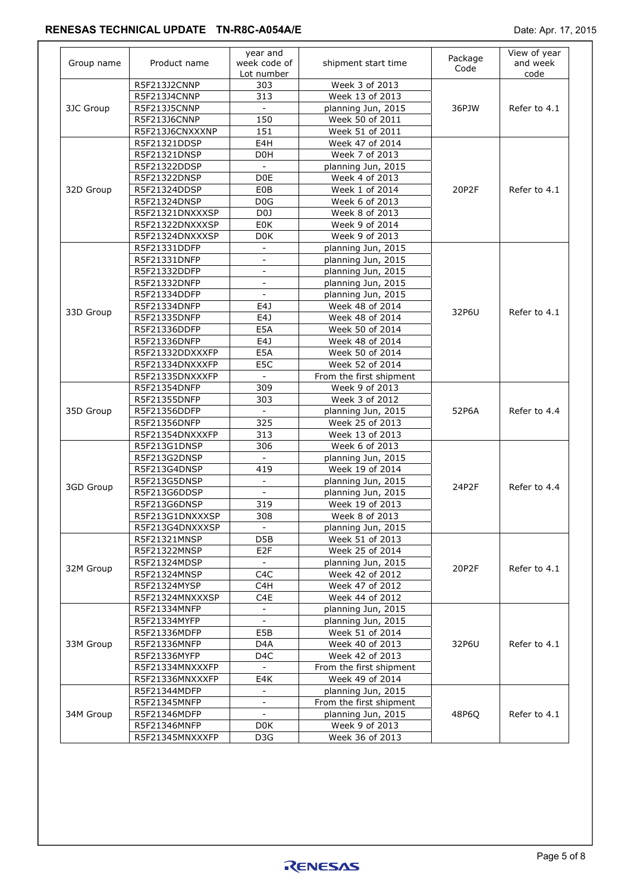| Group name | Product name | year and week code of Lot number | shipment start time | Package Code | View of year and week code |
|---|---|---|---|---|---|
| 3JC Group | R5F213J2CNNP | 303 | Week 3 of 2013 | 36PJW | Refer to 4.1 |
| | R5F213J4CNNP | 313 | Week 13 of 2013 | | |
| | R5F213J5CNNP | - | planning Jun, 2015 | | |
| | R5F213J6CNNP | 150 | Week 50 of 2011 | | |
| | R5F213J6CNXXXNP | 151 | Week 51 of 2011 | | |
| 32D Group | R5F21321DDSP | E4H | Week 47 of 2014 | 20P2F | Refer to 4.1 |
| | R5F21321DNSP | D0H | Week 7 of 2013 | | |
| | R5F21322DDSP | - | planning Jun, 2015 | | |
| | R5F21322DNSP | D0E | Week 4 of 2013 | | |
| | R5F21324DDSP | E0B | Week 1 of 2014 | | |
| | R5F21324DNSP | D0G | Week 6 of 2013 | | |
| | R5F21321DNXXXSP | D0J | Week 8 of 2013 | | |
| | R5F21322DNXXXSP | E0K | Week 9 of 2014 | | |
| | R5F21324DNXXXSP | D0K | Week 9 of 2013 | | |
| 33D Group | R5F21331DDFP | - | planning Jun, 2015 | 32P6U | Refer to 4.1 |
| | R5F21331DNFP | - | planning Jun, 2015 | | |
| | R5F21332DDFP | - | planning Jun, 2015 | | |
| | R5F21332DNFP | - | planning Jun, 2015 | | |
| | R5F21334DDFP | - | planning Jun, 2015 | | |
| | R5F21334DNFP | E4J | Week 48 of 2014 | | |
| | R5F21335DNFP | E4J | Week 48 of 2014 | | |
| | R5F21336DDFP | E5A | Week 50 of 2014 | | |
| | R5F21336DNFP | E4J | Week 48 of 2014 | | |
| | R5F21332DDXXXFP | E5A | Week 50 of 2014 | | |
| | R5F21334DNXXXFP | E5C | Week 52 of 2014 | | |
| | R5F21335DNXXXFP | - | From the first shipment | | |
| 35D Group | R5F21354DNFP | 309 | Week 9 of 2013 | 52P6A | Refer to 4.4 |
| | R5F21355DNFP | 303 | Week 3 of 2012 | | |
| | R5F21356DDFP | - | planning Jun, 2015 | | |
| | R5F21356DNFP | 325 | Week 25 of 2013 | | |
| | R5F21354DNXXXFP | 313 | Week 13 of 2013 | | |
| 3GD Group | R5F213G1DNSP | 306 | Week 6 of 2013 | 24P2F | Refer to 4.4 |
| | R5F213G2DNSP | - | planning Jun, 2015 | | |
| | R5F213G4DNSP | 419 | Week 19 of 2014 | | |
| | R5F213G5DNSP | - | planning Jun, 2015 | | |
| | R5F213G6DDSP | - | planning Jun, 2015 | | |
| | R5F213G6DNSP | 319 | Week 19 of 2013 | | |
| | R5F213G1DNXXXSP | 308 | Week 8 of 2013 | | |
| | R5F213G4DNXXXSP | - | planning Jun, 2015 | | |
| 32M Group | R5F21321MNSP | D5B | Week 51 of 2013 | 20P2F | Refer to 4.1 |
| | R5F21322MNSP | E2F | Week 25 of 2014 | | |
| | R5F21324MDSP | - | planning Jun, 2015 | | |
| | R5F21324MNSP | C4C | Week 42 of 2012 | | |
| | R5F21324MYSP | C4H | Week 47 of 2012 | | |
| | R5F21324MNXXXSP | C4E | Week 44 of 2012 | | |
| 33M Group | R5F21334MNFP | - | planning Jun, 2015 | 32P6U | Refer to 4.1 |
| | R5F21334MYFP | - | planning Jun, 2015 | | |
| | R5F21336MDFP | E5B | Week 51 of 2014 | | |
| | R5F21336MNFP | D4A | Week 40 of 2013 | | |
| | R5F21336MYFP | D4C | Week 42 of 2013 | | |
| | R5F21334MNXXXFP | - | From the first shipment | | |
| | R5F21336MNXXXFP | E4K | Week 49 of 2014 | | |
| 34M Group | R5F21344MDFP | - | planning Jun, 2015 | 48P6Q | Refer to 4.1 |
| | R5F21345MNFP | - | From the first shipment | | |
| | R5F21346MDFP | - | planning Jun, 2015 | | |
| | R5F21346MNFP | D0K | Week 9 of 2013 | | |
| | R5F21345MNXXXFP | D3G | Week 36 of 2013 | | |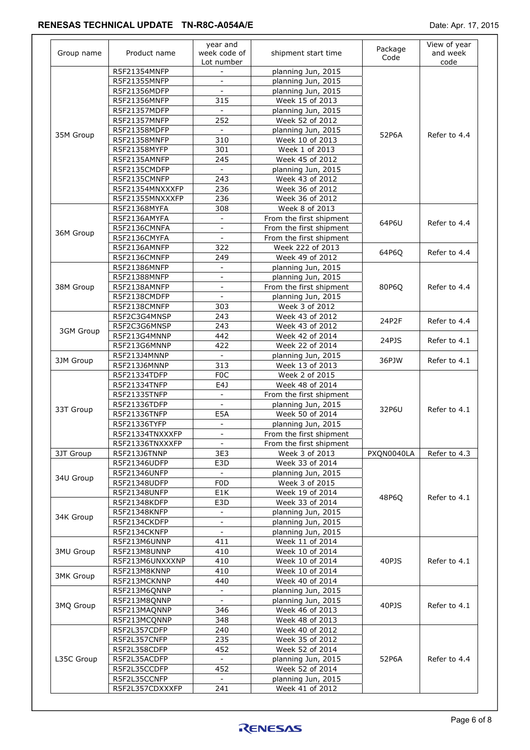| Group name | Product name | year and week code of Lot number | shipment start time | Package Code | View of year and week code |
|---|---|---|---|---|---|
| 35M Group | R5F21354MNFP | - | planning Jun, 2015 | 52P6A | Refer to 4.4 |
| | R5F21355MNFP | - | planning Jun, 2015 | | |
| | R5F21356MDFP | - | planning Jun, 2015 | | |
| | R5F21356MNFP | 315 | Week 15 of 2013 | | |
| | R5F21357MDFP | - | planning Jun, 2015 | | |
| | R5F21357MNFP | 252 | Week 52 of 2012 | | |
| | R5F21358MDFP | - | planning Jun, 2015 | | |
| | R5F21358MNFP | 310 | Week 10 of 2013 | | |
| | R5F21358MYFP | 301 | Week 1 of 2013 | | |
| | R5F2135AMNFP | 245 | Week 45 of 2012 | | |
| | R5F2135CMDFP | - | planning Jun, 2015 | | |
| | R5F2135CMNFP | 243 | Week 43 of 2012 | | |
| | R5F21354MNXXXFP | 236 | Week 36 of 2012 | | |
| | R5F21355MNXXXFP | 236 | Week 36 of 2012 | | |
| 36M Group | R5F21368MYFA | 308 | Week 8 of 2013 | 64P6U | Refer to 4.4 |
| | R5F2136AMYFA | - | From the first shipment | | |
| | R5F2136CMNFA | - | From the first shipment | | |
| | R5F2136CMYFA | - | From the first shipment | | |
| | R5F2136AMNFP | 322 | Week 222 of 2013 | 64P6Q | Refer to 4.4 |
| | R5F2136CMNFP | 249 | Week 49 of 2012 | | |
| 38M Group | R5F21386MNFP | - | planning Jun, 2015 | 80P6Q | Refer to 4.4 |
| | R5F21388MNFP | - | planning Jun, 2015 | | |
| | R5F2138AMNFP | - | From the first shipment | | |
| | R5F2138CMDFP | - | planning Jun, 2015 | | |
| | R5F2138CMNFP | 303 | Week 3 of 2012 | | |
| 3GM Group | R5F2C3G4MNSP | 243 | Week 43 of 2012 | 24P2F | Refer to 4.4 |
| | R5F2C3G6MNSP | 243 | Week 43 of 2012 | | |
| | R5F213G4MNNP | 442 | Week 42 of 2014 | 24PJS | Refer to 4.1 |
| | R5F213G6MNNP | 422 | Week 22 of 2014 | | |
| 3JM Group | R5F213J4MNNP | - | planning Jun, 2015 | 36PJW | Refer to 4.1 |
| | R5F213J6MNNP | 313 | Week 13 of 2013 | | |
| 33T Group | R5F21334TDFP | F0C | Week 2 of 2015 | 32P6U | Refer to 4.1 |
| | R5F21334TNFP | E4J | Week 48 of 2014 | | |
| | R5F21335TNFP | - | From the first shipment | | |
| | R5F21336TDFP | - | planning Jun, 2015 | | |
| | R5F21336TNFP | E5A | Week 50 of 2014 | | |
| | R5F21336TYFP | - | planning Jun, 2015 | | |
| | R5F21334TNXXXFP | - | From the first shipment | | |
| | R5F21336TNXXXFP | - | From the first shipment | | |
| 3JT Group | R5F213J6TNNP | 3E3 | Week 3 of 2013 | PXQN0040LA | Refer to 4.3 |
| 34U Group | R5F21346UDFP | E3D | Week 33 of 2014 | 48P6Q | Refer to 4.1 |
| | R5F21346UNFP | - | planning Jun, 2015 | | |
| | R5F21348UDFP | F0D | Week 3 of 2015 | | |
| | R5F21348UNFP | E1K | Week 19 of 2014 | | |
| 34K Group | R5F21348KDFP | E3D | Week 33 of 2014 | | |
| | R5F21348KNFP | - | planning Jun, 2015 | | |
| | R5F2134CKDFP | - | planning Jun, 2015 | | |
| | R5F2134CKNFP | - | planning Jun, 2015 | | |
| 3MU Group | R5F213M6UNNP | 411 | Week 11 of 2014 | 40PJS | Refer to 4.1 |
| | R5F213M8UNNP | 410 | Week 10 of 2014 | | |
| | R5F213M6UNXXXNP | 410 | Week 10 of 2014 | | |
| 3MK Group | R5F213M8KNNP | 410 | Week 10 of 2014 | | |
| | R5F213MCKNNP | 440 | Week 40 of 2014 | | |
| 3MQ Group | R5F213M6QNNP | - | planning Jun, 2015 | 40PJS | Refer to 4.1 |
| | R5F213M8QNNP | - | planning Jun, 2015 | | |
| | R5F213MAQNNP | 346 | Week 46 of 2013 | | |
| | R5F213MCQNNP | 348 | Week 48 of 2013 | | |
| L35C Group | R5F2L357CDFP | 240 | Week 40 of 2012 | 52P6A | Refer to 4.4 |
| | R5F2L357CNFP | 235 | Week 35 of 2012 | | |
| | R5F2L358CDFP | 452 | Week 52 of 2014 | | |
| | R5F2L35ACDFP | - | planning Jun, 2015 | | |
| | R5F2L35CCDFP | 452 | Week 52 of 2014 | | |
| | R5F2L35CCNFP | - | planning Jun, 2015 | | |
| | R5F2L357CDXXXFP | 241 | Week 41 of 2012 | | |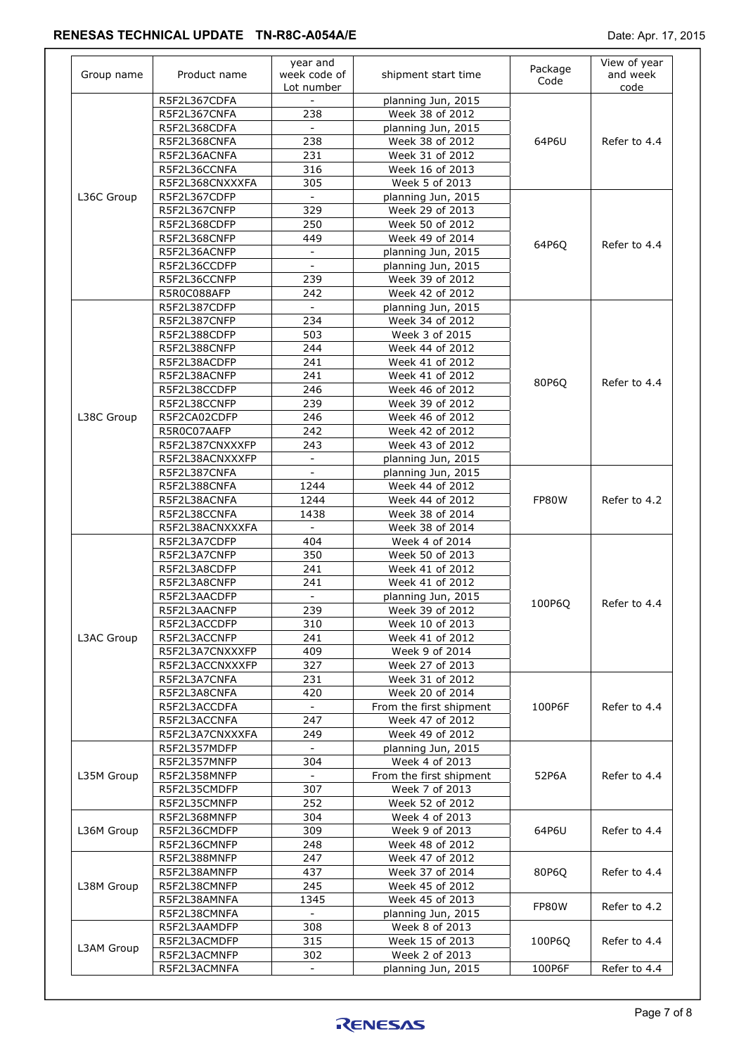| Group name | Product name | year and week code of Lot number | shipment start time | Package Code | View of year and week code |
|---|---|---|---|---|---|
| L36C Group | R5F2L367CDFA | - | planning Jun, 2015 | 64P6U | Refer to 4.4 |
| | R5F2L367CNFA | 238 | Week 38 of 2012 | | |
| | R5F2L368CDFA | - | planning Jun, 2015 | | |
| | R5F2L368CNFA | 238 | Week 38 of 2012 | | |
| | R5F2L36ACNFA | 231 | Week 31 of 2012 | | |
| | R5F2L36CCNFA | 316 | Week 16 of 2013 | | |
| | R5F2L368CNXXXFA | 305 | Week 5 of 2013 | | |
| | R5F2L367CDFP | - | planning Jun, 2015 | 64P6Q | Refer to 4.4 |
| | R5F2L367CNFP | 329 | Week 29 of 2013 | | |
| | R5F2L368CDFP | 250 | Week 50 of 2012 | | |
| | R5F2L368CNFP | 449 | Week 49 of 2014 | | |
| | R5F2L36ACNFP | - | planning Jun, 2015 | | |
| | R5F2L36CCDFP | - | planning Jun, 2015 | | |
| | R5F2L36CCNFP | 239 | Week 39 of 2012 | | |
| | R5R0C088AFP | 242 | Week 42 of 2012 | | |
| L38C Group | R5F2L387CDFP | - | planning Jun, 2015 | 80P6Q | Refer to 4.4 |
| | R5F2L387CNFP | 234 | Week 34 of 2012 | | |
| | R5F2L388CDFP | 503 | Week 3 of 2015 | | |
| | R5F2L388CNFP | 244 | Week 44 of 2012 | | |
| | R5F2L38ACDFP | 241 | Week 41 of 2012 | | |
| | R5F2L38ACNFP | 241 | Week 41 of 2012 | | |
| | R5F2L38CCDFP | 246 | Week 46 of 2012 | | |
| | R5F2L38CCNFP | 239 | Week 39 of 2012 | | |
| | R5F2CA02CDFP | 246 | Week 46 of 2012 | | |
| | R5R0C07AAFP | 242 | Week 42 of 2012 | | |
| | R5F2L387CNXXXFP | 243 | Week 43 of 2012 | | |
| | R5F2L38ACNXXXFP | - | planning Jun, 2015 | | |
| | R5F2L387CNFA | - | planning Jun, 2015 | FP80W | Refer to 4.2 |
| | R5F2L388CNFA | 1244 | Week 44 of 2012 | | |
| | R5F2L38ACNFA | 1244 | Week 44 of 2012 | | |
| | R5F2L38CCNFA | 1438 | Week 38 of 2014 | | |
| | R5F2L38ACNXXXFA | - | Week 38 of 2014 | | |
| L3AC Group | R5F2L3A7CDFP | 404 | Week 4 of 2014 | 100P6Q | Refer to 4.4 |
| | R5F2L3A7CNFP | 350 | Week 50 of 2013 | | |
| | R5F2L3A8CDFP | 241 | Week 41 of 2012 | | |
| | R5F2L3A8CNFP | 241 | Week 41 of 2012 | | |
| | R5F2L3AACDFP | - | planning Jun, 2015 | | |
| | R5F2L3AACNFP | 239 | Week 39 of 2012 | | |
| | R5F2L3ACCDFP | 310 | Week 10 of 2013 | | |
| | R5F2L3ACCNFP | 241 | Week 41 of 2012 | | |
| | R5F2L3A7CNXXXFP | 409 | Week 9 of 2014 | | |
| | R5F2L3ACCNXXXFP | 327 | Week 27 of 2013 | | |
| | R5F2L3A7CNFA | 231 | Week 31 of 2012 | 100P6F | Refer to 4.4 |
| | R5F2L3A8CNFA | 420 | Week 20 of 2014 | | |
| | R5F2L3ACCDFA | - | From the first shipment | | |
| | R5F2L3ACCNFA | 247 | Week 47 of 2012 | | |
| | R5F2L3A7CNXXXFA | 249 | Week 49 of 2012 | | |
| L35M Group | R5F2L357MDFP | - | planning Jun, 2015 | 52P6A | Refer to 4.4 |
| | R5F2L357MNFP | 304 | Week 4 of 2013 | | |
| | R5F2L358MNFP | - | From the first shipment | | |
| | R5F2L35CMDFP | 307 | Week 7 of 2013 | | |
| | R5F2L35CMNFP | 252 | Week 52 of 2012 | | |
| L36M Group | R5F2L368MNFP | 304 | Week 4 of 2013 | 64P6U | Refer to 4.4 |
| | R5F2L36CMDFP | 309 | Week 9 of 2013 | | |
| | R5F2L36CMNFP | 248 | Week 48 of 2012 | | |
| L38M Group | R5F2L388MNFP | 247 | Week 47 of 2012 | 80P6Q | Refer to 4.4 |
| | R5F2L38AMNFP | 437 | Week 37 of 2014 | | |
| | R5F2L38CMNFP | 245 | Week 45 of 2012 | | |
| | R5F2L38AMNFA | 1345 | Week 45 of 2013 | FP80W | Refer to 4.2 |
| | R5F2L38CMNFA | - | planning Jun, 2015 | | |
| L3AM Group | R5F2L3AAMDFP | 308 | Week 8 of 2013 | 100P6Q | Refer to 4.4 |
| | R5F2L3ACMDFP | 315 | Week 15 of 2013 | | |
| | R5F2L3ACMNFP | 302 | Week 2 of 2013 | | |
| | R5F2L3ACMNFA | - | planning Jun, 2015 | 100P6F | Refer to 4.4 |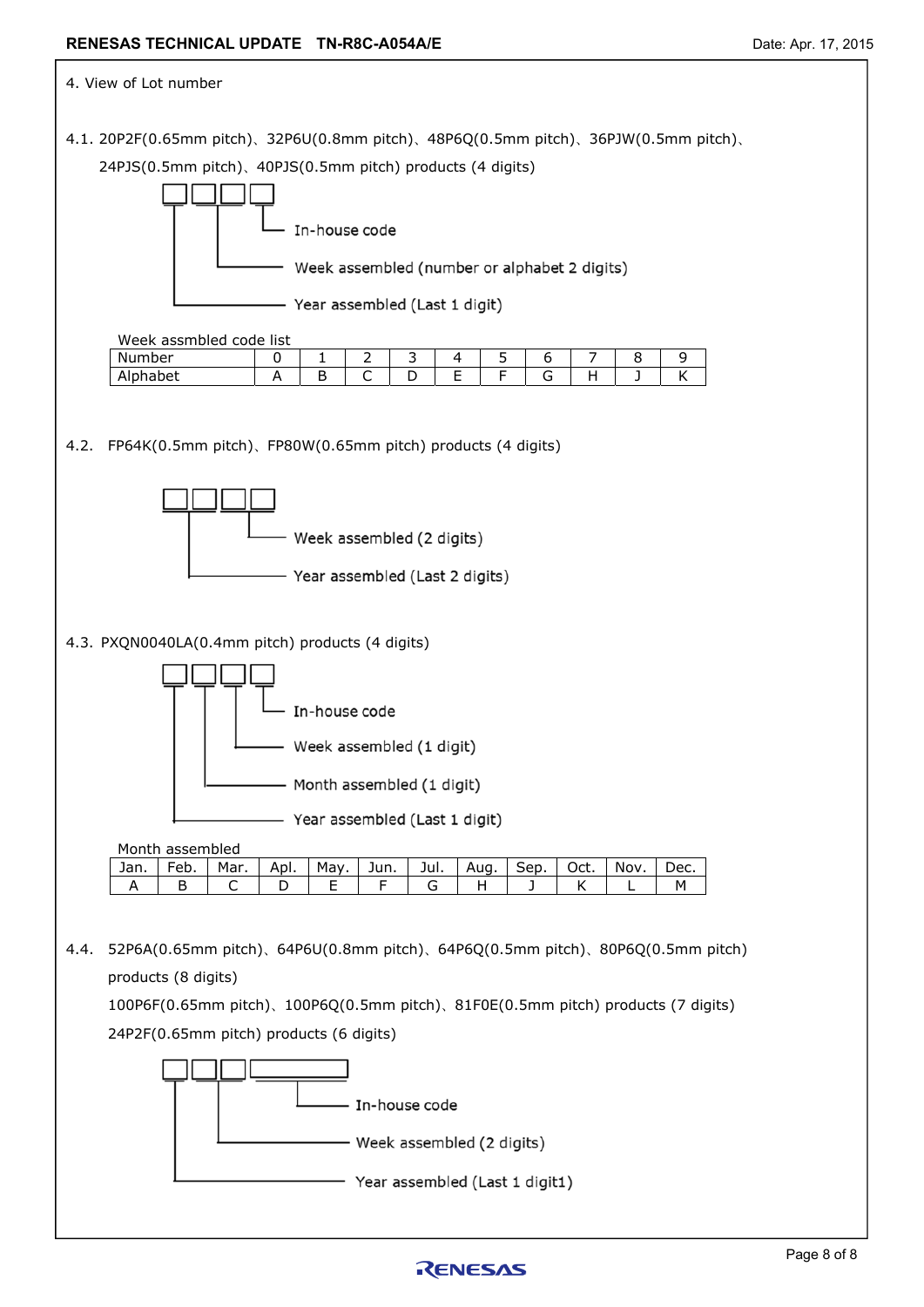4. View of Lot number

4.1. 20P2F(0.65mm pitch)、32P6U(0.8mm pitch)、48P6Q(0.5mm pitch)、36PJW(0.5mm pitch)、24PJS(0.5mm pitch)、40PJS(0.5mm pitch) products (4 digits)

In-house code

Week assembled (number or alphabet 2 digits)

Year assembled (Last 1 digit)

Week assmbled code list

| Number | 0 | 1 | 2 | 3 | 4 | 5 | 6 | 7 | 8 | 9 |
|---|---|---|---|---|---|---|---|---|---|---|
| Alphabet | A | B | C | D | E | F | G | H | J | K |

4.2. FP64K(0.5mm pitch)、FP80W(0.65mm pitch) products (4 digits)

Week assembled (2 digits)

Year assembled (Last 2 digits)

4.3. PXQN0040LA(0.4mm pitch) products (4 digits)

In-house code

Week assembled (1 digit)

Month assembled (1 digit)

Year assembled (Last 1 digit)

Month assembled

| Jan. | Feb. | Mar. | Apl. | May. | Jun. | Jul. | Aug. | Sep. | Oct. | Nov. | Dec. |
|---|---|---|---|---|---|---|---|---|---|---|---|
| A | B | C | D | E | F | G | H | J | K | L | M |

4.4. 52P6A(0.65mm pitch)、64P6U(0.8mm pitch)、64P6Q(0.5mm pitch)、80P6Q(0.5mm pitch) products (8 digits)

100P6F(0.65mm pitch)、100P6Q(0.5mm pitch)、81F0E(0.5mm pitch) products (7 digits)

24P2F(0.65mm pitch) products (6 digits)

In-house code

Week assembled (2 digits)

Year assembled (Last 1 digit1)